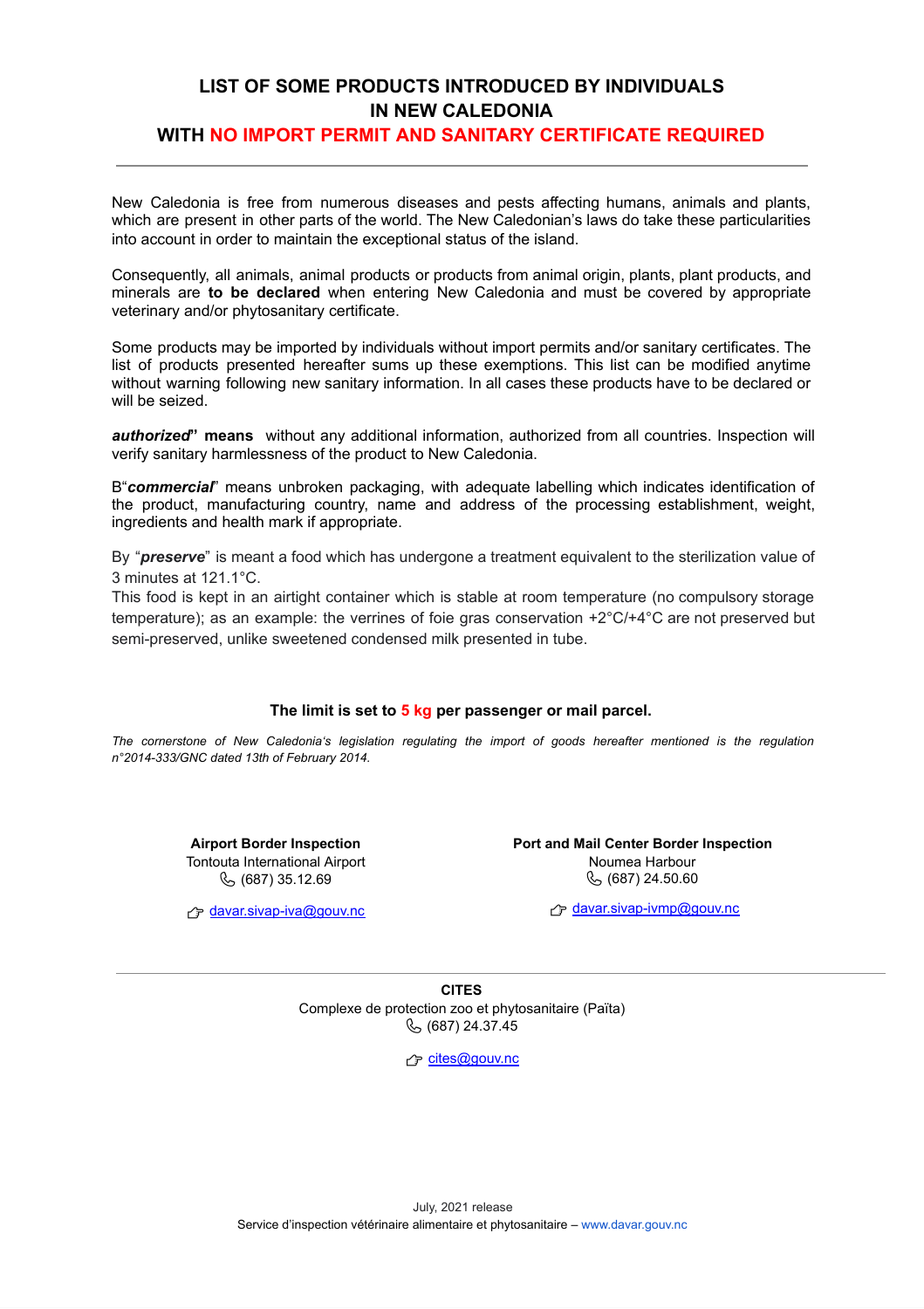# LIST OF SOME PRODUCTS INTRODUCED BY INDIVIDUALS IN NEW CALEDONIA WITH NO IMPORT PERMIT AND SANITARY CERTIFICATE REQUIRED

---

New Caledonia is free from numerous diseases and pests affecting humans, animals and plants, which are present in other parts of the world. The New Caledonian's laws do take these particularities into account in order to maintain the exceptional status of the island.

Consequently, all animals, animal products or products from animal origin, plants, plant products, and minerals are **to be declared** when entering New Caledonia and must be covered by appropriate veterinary and/or phytosanitary certificate.

Some products may be imported by individuals without import permits and/or sanitary certificates. The list of products presented hereafter sums up these exemptions. This list can be modified anytime without warning following new sanitary information. In all cases these products have to be declared or will be seized.

***authorized*" means** without any additional information, authorized from all countries. Inspection will verify sanitary harmlessness of the product to New Caledonia.

B"***commercial***" means unbroken packaging, with adequate labelling which indicates identification of the product, manufacturing country, name and address of the processing establishment, weight, ingredients and health mark if appropriate.

By "***preserve***" is meant a food which has undergone a treatment equivalent to the sterilization value of 3 minutes at 121.1°C.
This food is kept in an airtight container which is stable at room temperature (no compulsory storage temperature); as an example: the verrines of foie gras conservation +2°C/+4°C are not preserved but semi-preserved, unlike sweetened condensed milk presented in tube.

**The limit is set to 5 kg per passenger or mail parcel.**

*The cornerstone of New Caledonia's legislation regulating the import of goods hereafter mentioned is the regulation n°2014-333/GNC dated 13th of February 2014.*

**Airport Border Inspection**
Tontouta International Airport
(687) 35.12.69
davar.sivap-iva@gouv.nc

**Port and Mail Center Border Inspection**
Noumea Harbour
(687) 24.50.60
davar.sivap-ivmp@gouv.nc

---

**CITES**
Complexe de protection zoo et phytosanitaire (Païta)
(687) 24.37.45
cites@gouv.nc

July, 2021 release
Service d'inspection vétérinaire alimentaire et phytosanitaire – www.davar.gouv.nc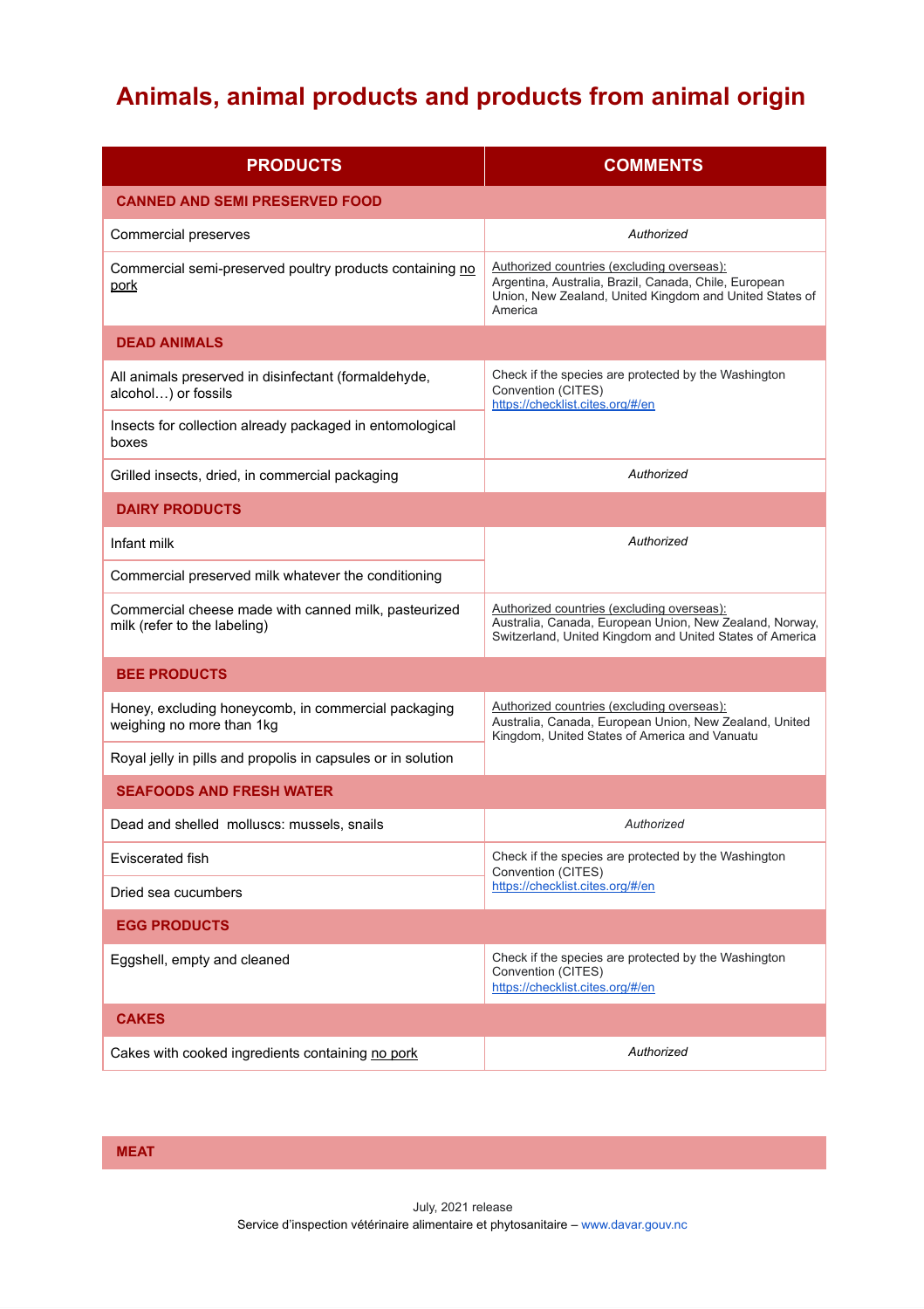# Animals, animal products and products from animal origin

| PRODUCTS | COMMENTS |
|---|---|
| **CANNED AND SEMI PRESERVED FOOD** | |
| Commercial preserves | *Authorized* |
| Commercial semi-preserved poultry products containing no pork | Authorized countries (excluding overseas): Argentina, Australia, Brazil, Canada, Chile, European Union, New Zealand, United Kingdom and United States of America |
| **DEAD ANIMALS** | |
| All animals preserved in disinfectant (formaldehyde, alcohol…) or fossils | Check if the species are protected by the Washington Convention (CITES) https://checklist.cites.org/#/en |
| Insects for collection already packaged in entomological boxes | |
| Grilled insects, dried, in commercial packaging | *Authorized* |
| **DAIRY PRODUCTS** | |
| Infant milk | *Authorized* |
| Commercial preserved milk whatever the conditioning | |
| Commercial cheese made with canned milk, pasteurized milk (refer to the labeling) | Authorized countries (excluding overseas): Australia, Canada, European Union, New Zealand, Norway, Switzerland, United Kingdom and United States of America |
| **BEE PRODUCTS** | |
| Honey, excluding honeycomb, in commercial packaging weighing no more than 1kg | Authorized countries (excluding overseas): Australia, Canada, European Union, New Zealand, United Kingdom, United States of America and Vanuatu |
| Royal jelly in pills and propolis in capsules or in solution | |
| **SEAFOODS AND FRESH WATER** | |
| Dead and shelled molluscs: mussels, snails | *Authorized* |
| Eviscerated fish | Check if the species are protected by the Washington Convention (CITES) https://checklist.cites.org/#/en |
| Dried sea cucumbers | |
| **EGG PRODUCTS** | |
| Eggshell, empty and cleaned | Check if the species are protected by the Washington Convention (CITES) https://checklist.cites.org/#/en |
| **CAKES** | |
| Cakes with cooked ingredients containing no pork | *Authorized* |

| **MEAT** | |
|---|---|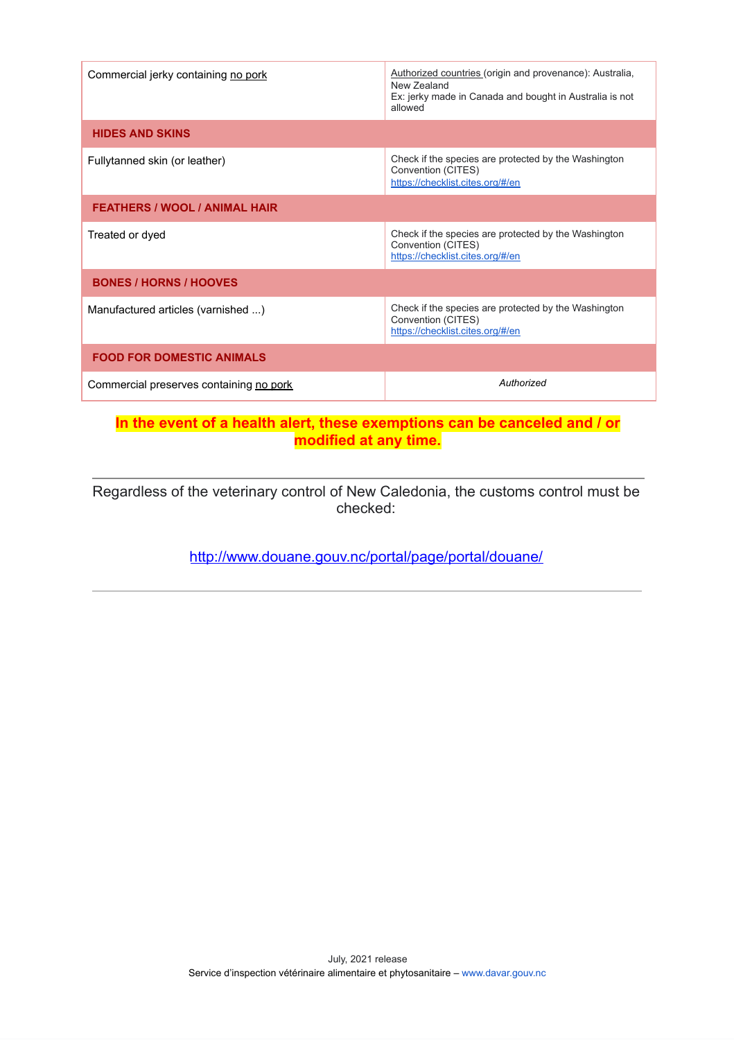| | |
|---|---|
| Commercial jerky containing no pork | Authorized countries (origin and provenance): Australia, New Zealand<br>Ex: jerky made in Canada and bought in Australia is not allowed |
| **HIDES AND SKINS** | |
| Fullytanned skin (or leather) | Check if the species are protected by the Washington Convention (CITES)<br>https://checklist.cites.org/#/en |
| **FEATHERS / WOOL / ANIMAL HAIR** | |
| Treated or dyed | Check if the species are protected by the Washington Convention (CITES)<br>https://checklist.cites.org/#/en |
| **BONES / HORNS / HOOVES** | |
| Manufactured articles (varnished ...) | Check if the species are protected by the Washington Convention (CITES)<br>https://checklist.cites.org/#/en |
| **FOOD FOR DOMESTIC ANIMALS** | |
| Commercial preserves containing no pork | *Authorized* |

**In the event of a health alert, these exemptions can be canceled and / or modified at any time.**

---

Regardless of the veterinary control of New Caledonia, the customs control must be checked:

http://www.douane.gouv.nc/portal/page/portal/douane/

---

July, 2021 release

Service d'inspection vétérinaire alimentaire et phytosanitaire – www.davar.gouv.nc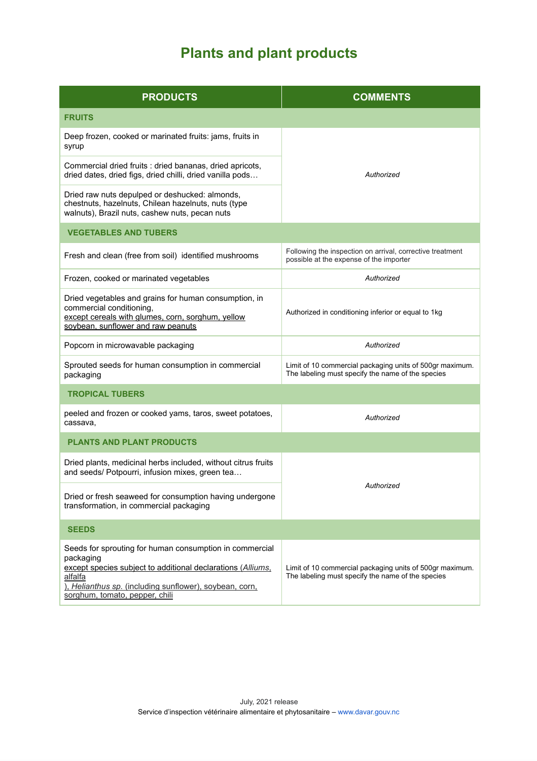# Plants and plant products

| PRODUCTS | COMMENTS |
|---|---|
| **FRUITS** | |
| Deep frozen, cooked or marinated fruits: jams, fruits in syrup | *Authorized* |
| Commercial dried fruits : dried bananas, dried apricots, dried dates, dried figs, dried chilli, dried vanilla pods… | *Authorized* |
| Dried raw nuts depulped or deshucked: almonds, chestnuts, hazelnuts, Chilean hazelnuts, nuts (type walnuts), Brazil nuts, cashew nuts, pecan nuts | *Authorized* |
| **VEGETABLES AND TUBERS** | |
| Fresh and clean (free from soil) identified mushrooms | Following the inspection on arrival, corrective treatment possible at the expense of the importer |
| Frozen, cooked or marinated vegetables | *Authorized* |
| Dried vegetables and grains for human consumption, in commercial conditioning, except cereals with glumes, corn, sorghum, yellow soybean, sunflower and raw peanuts | Authorized in conditioning inferior or equal to 1kg |
| Popcorn in microwavable packaging | *Authorized* |
| Sprouted seeds for human consumption in commercial packaging | Limit of 10 commercial packaging units of 500gr maximum. The labeling must specify the name of the species |
| **TROPICAL TUBERS** | |
| peeled and frozen or cooked yams, taros, sweet potatoes, cassava, | *Authorized* |
| **PLANTS AND PLANT PRODUCTS** | |
| Dried plants, medicinal herbs included, without citrus fruits and seeds/ Potpourri, infusion mixes, green tea… | *Authorized* |
| Dried or fresh seaweed for consumption having undergone transformation, in commercial packaging | *Authorized* |
| **SEEDS** | |
| Seeds for sprouting for human consumption in commercial packaging except species subject to additional declarations (*Alliums*, alfalfa ), *Helianthus sp.* (including sunflower), soybean, corn, sorghum, tomato, pepper, chili | Limit of 10 commercial packaging units of 500gr maximum. The labeling must specify the name of the species |

July, 2021 release

Service d'inspection vétérinaire alimentaire et phytosanitaire – www.davar.gouv.nc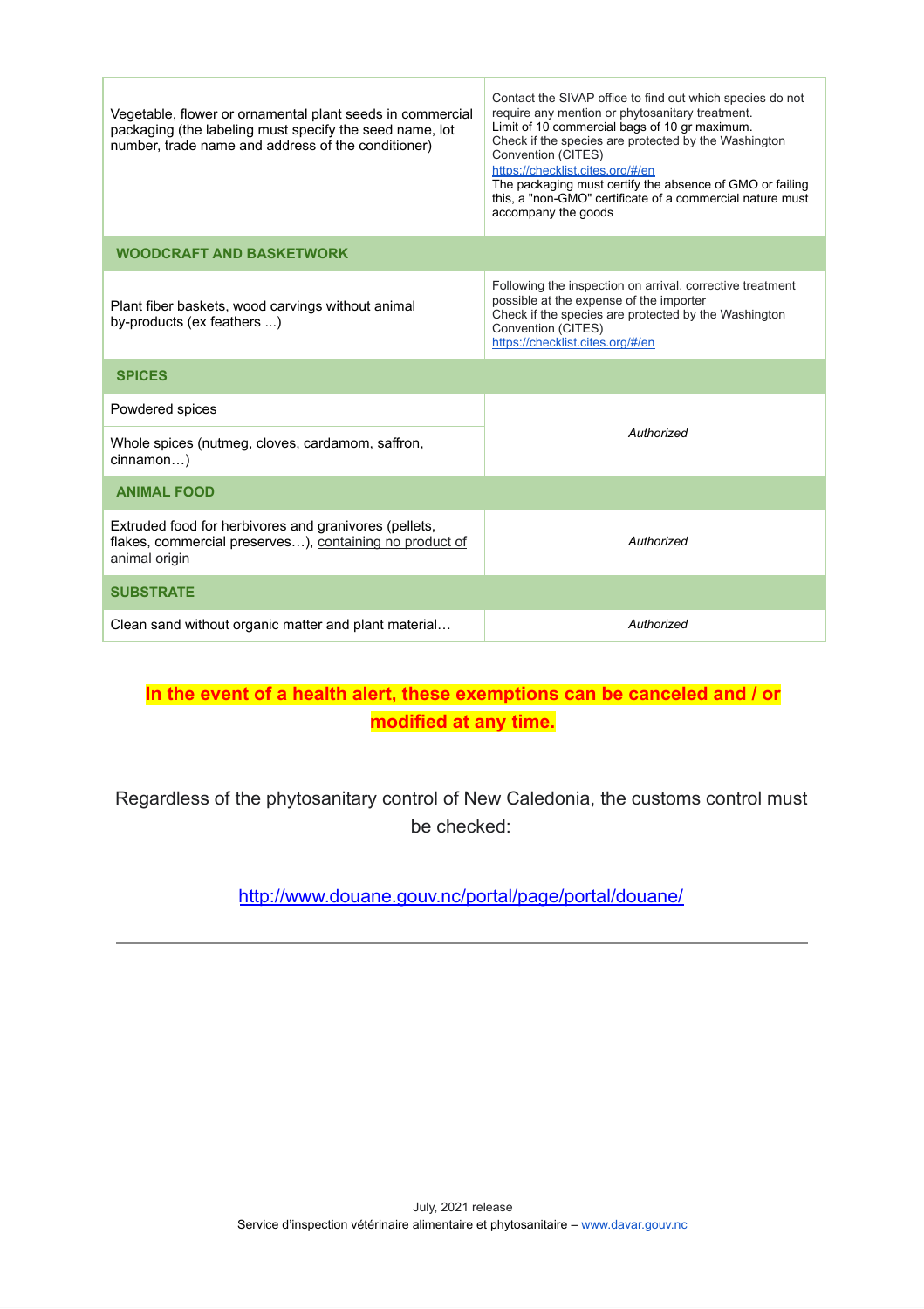| | |
|---|---|
| Vegetable, flower or ornamental plant seeds in commercial packaging (the labeling must specify the seed name, lot number, trade name and address of the conditioner) | Contact the SIVAP office to find out which species do not require any mention or phytosanitary treatment.<br>Limit of 10 commercial bags of 10 gr maximum.<br>Check if the species are protected by the Washington Convention (CITES)<br>https://checklist.cites.org/#/en<br>The packaging must certify the absence of GMO or failing this, a "non-GMO" certificate of a commercial nature must accompany the goods |
| **WOODCRAFT AND BASKETWORK** | |
| Plant fiber baskets, wood carvings without animal by-products (ex feathers ...) | Following the inspection on arrival, corrective treatment possible at the expense of the importer<br>Check if the species are protected by the Washington Convention (CITES)<br>https://checklist.cites.org/#/en |
| **SPICES** | |
| Powdered spices | *Authorized* |
| Whole spices (nutmeg, cloves, cardamom, saffron, cinnamon…) | |
| **ANIMAL FOOD** | |
| Extruded food for herbivores and granivores (pellets, flakes, commercial preserves…), containing no product of animal origin | *Authorized* |
| **SUBSTRATE** | |
| Clean sand without organic matter and plant material… | *Authorized* |

**In the event of a health alert, these exemptions can be canceled and / or modified at any time.**

---

Regardless of the phytosanitary control of New Caledonia, the customs control must be checked:

http://www.douane.gouv.nc/portal/page/portal/douane/

---

July, 2021 release
Service d'inspection vétérinaire alimentaire et phytosanitaire – www.davar.gouv.nc